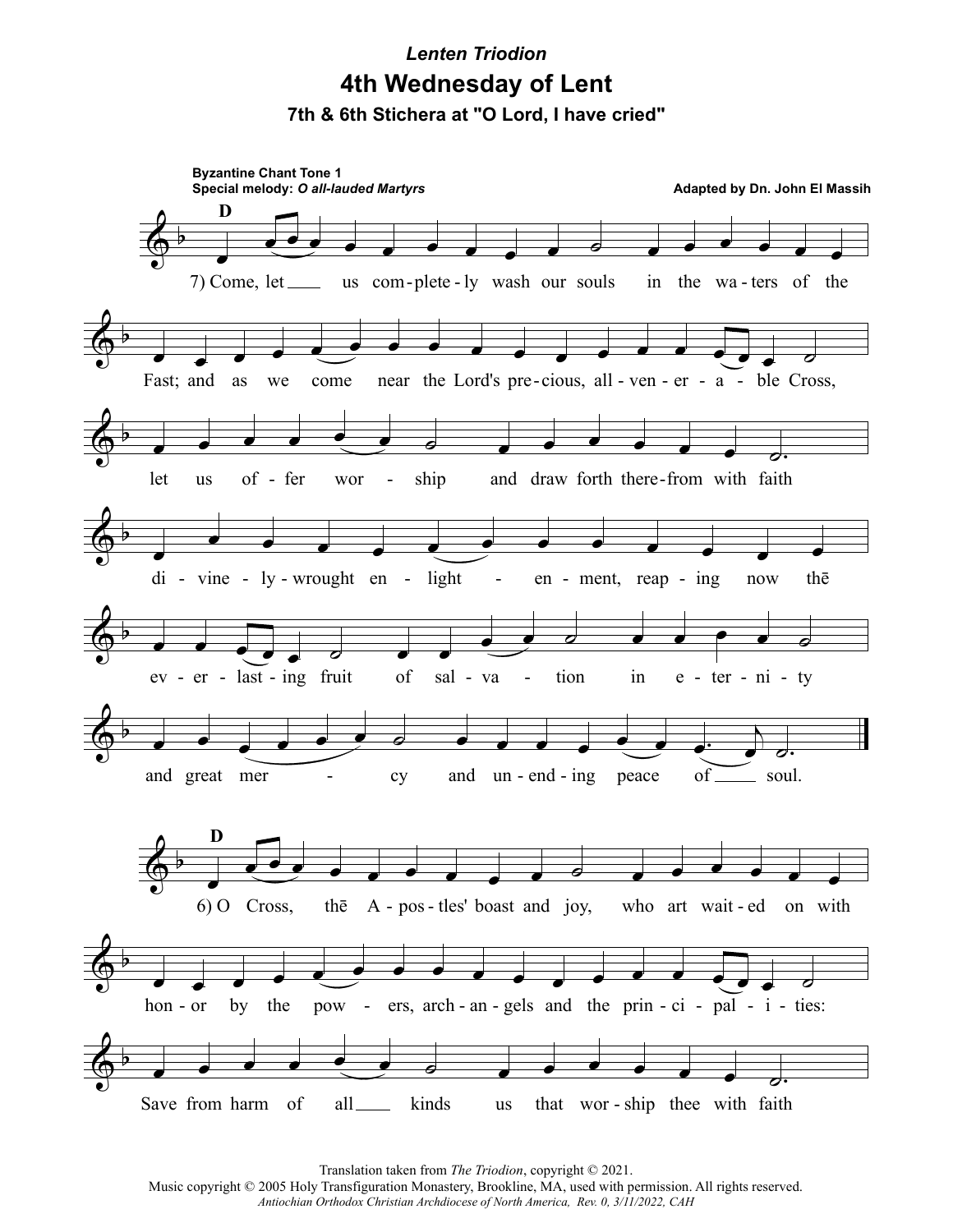*Lenten Triodion*

# 4th Wednesday of Lent

### 7th & 6th Stichera at "O Lord, I have cried"

**Byzantine Chant Tone 1**
**Special melody:** ***O all-lauded Martyrs***

**Adapted by Dn. John El Massih**

**D**

7) Come, let us com-plete-ly wash our souls in the wa-ters of the Fast; and as we come near the Lord's pre-cious, all-ven-er-a-ble Cross, let us of-fer wor-ship and draw forth there-from with faith di-vine-ly-wrought en-light-en-ment, reap-ing now thē ev-er-last-ing fruit of sal-va-tion in e-ter-ni-ty and great mer-cy and un-end-ing peace of soul.

**D**

6) O Cross, thē A-pos-tles' boast and joy, who art wait-ed on with hon-or by the pow-ers, arch-an-gels and the prin-ci-pal-i-ties: Save from harm of all kinds us that wor-ship thee with faith

Translation taken from *The Triodion*, copyright © 2021.
Music copyright © 2005 Holy Transfiguration Monastery, Brookline, MA, used with permission. All rights reserved.
*Antiochian Orthodox Christian Archdiocese of North America, Rev. 0, 3/11/2022, CAH*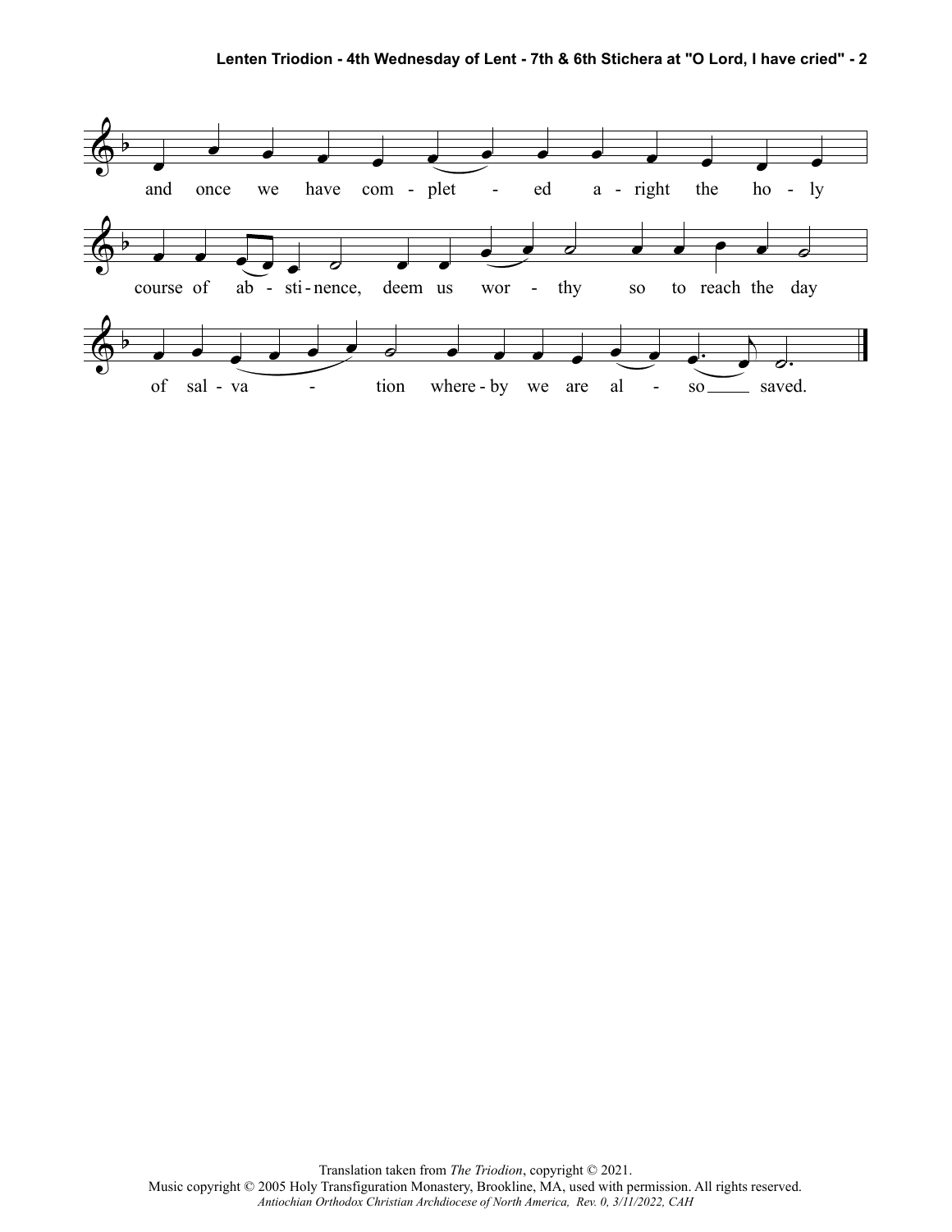and once we have com - plet - ed a - right the ho - ly

course of ab - sti - nence, deem us wor - thy so to reach the day

of sal - va - tion where - by we are al - so saved.

Translation taken from *The Triodion*, copyright © 2021.
Music copyright © 2005 Holy Transfiguration Monastery, Brookline, MA, used with permission. All rights reserved.
*Antiochian Orthodox Christian Archdiocese of North America, Rev. 0, 3/11/2022, CAH*